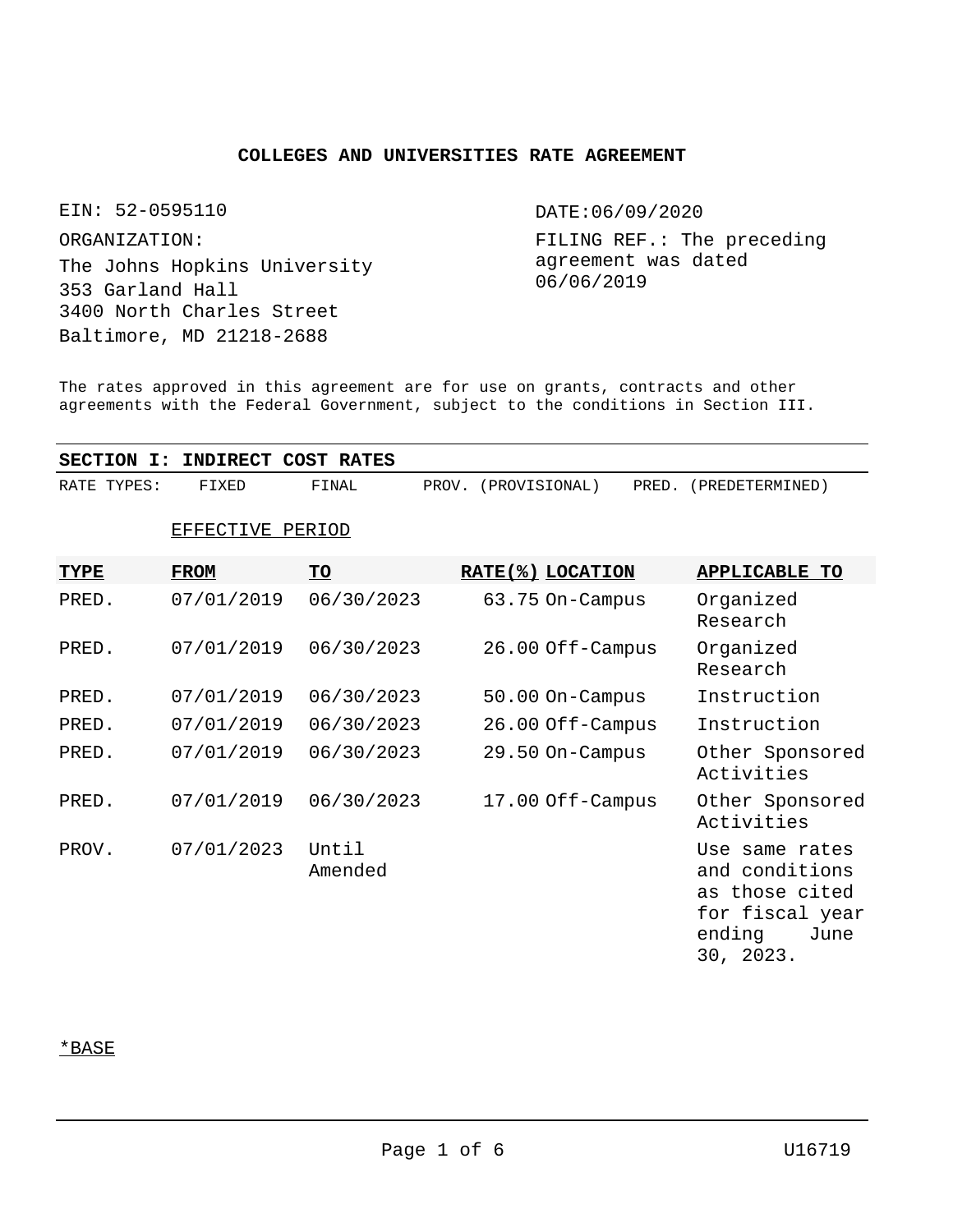# COLLEGES AND UNIVERSITIES RATE AGREEMENT

EIN: 52-0595110

ORGANIZATION:
The Johns Hopkins University
353 Garland Hall
3400 North Charles Street
Baltimore, MD 21218-2688

DATE:06/09/2020

FILING REF.: The preceding agreement was dated 06/06/2019

The rates approved in this agreement are for use on grants, contracts and other agreements with the Federal Government, subject to the conditions in Section III.

## SECTION I: INDIRECT COST RATES

RATE TYPES: FIXED FINAL PROV. (PROVISIONAL) PRED. (PREDETERMINED)

| TYPE | EFFECTIVE PERIOD FROM | TO | RATE(%) | LOCATION | APPLICABLE TO |
|---|---|---|---|---|---|
| PRED. | 07/01/2019 | 06/30/2023 | 63.75 | On-Campus | Organized Research |
| PRED. | 07/01/2019 | 06/30/2023 | 26.00 | Off-Campus | Organized Research |
| PRED. | 07/01/2019 | 06/30/2023 | 50.00 | On-Campus | Instruction |
| PRED. | 07/01/2019 | 06/30/2023 | 26.00 | Off-Campus | Instruction |
| PRED. | 07/01/2019 | 06/30/2023 | 29.50 | On-Campus | Other Sponsored Activities |
| PRED. | 07/01/2019 | 06/30/2023 | 17.00 | Off-Campus | Other Sponsored Activities |
| PROV. | 07/01/2023 | Until Amended | | | Use same rates and conditions as those cited for fiscal year ending June 30, 2023. |

*BASE

U16719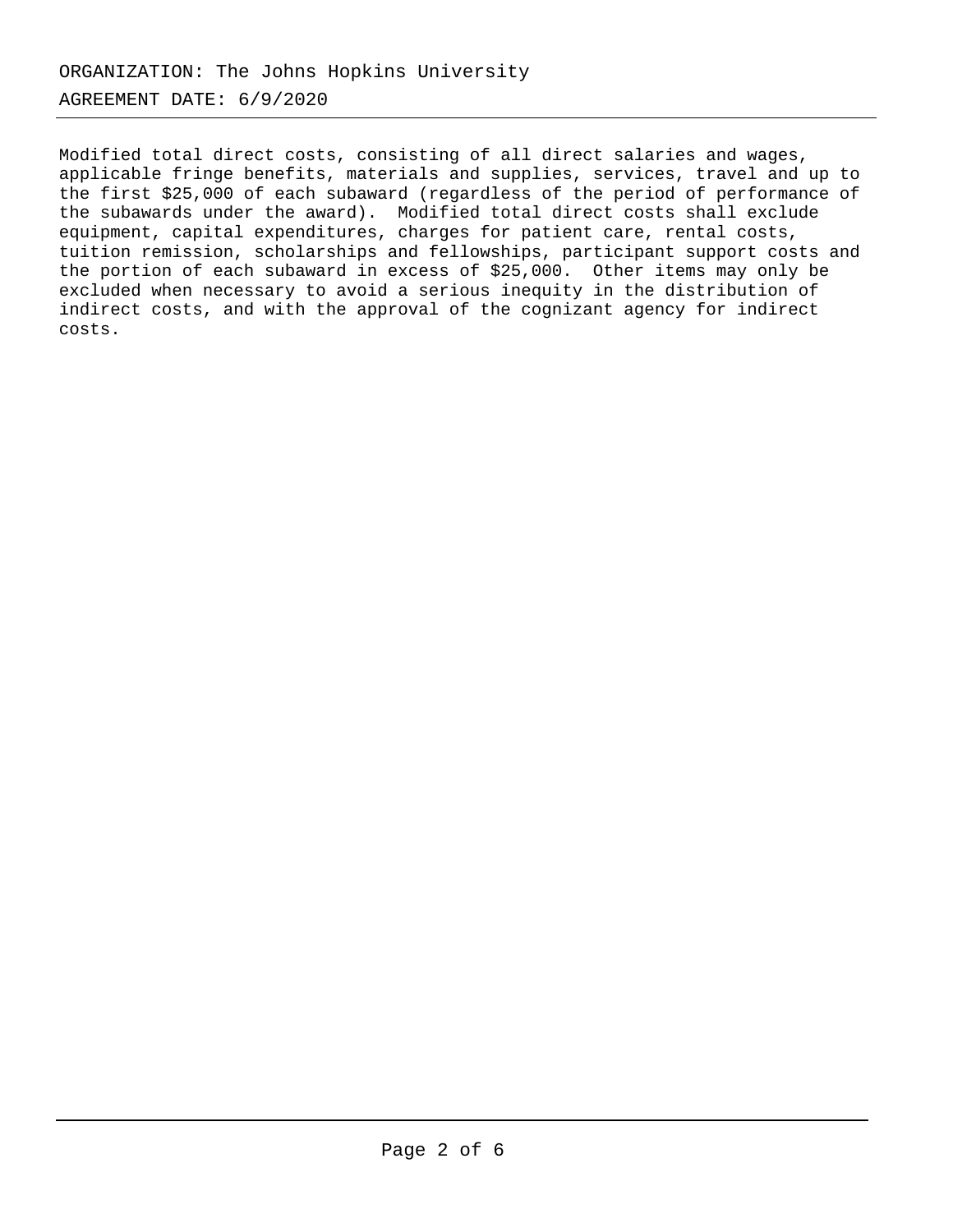Modified total direct costs, consisting of all direct salaries and wages, applicable fringe benefits, materials and supplies, services, travel and up to the first $25,000 of each subaward (regardless of the period of performance of the subawards under the award). Modified total direct costs shall exclude equipment, capital expenditures, charges for patient care, rental costs, tuition remission, scholarships and fellowships, participant support costs and the portion of each subaward in excess of $25,000. Other items may only be excluded when necessary to avoid a serious inequity in the distribution of indirect costs, and with the approval of the cognizant agency for indirect costs.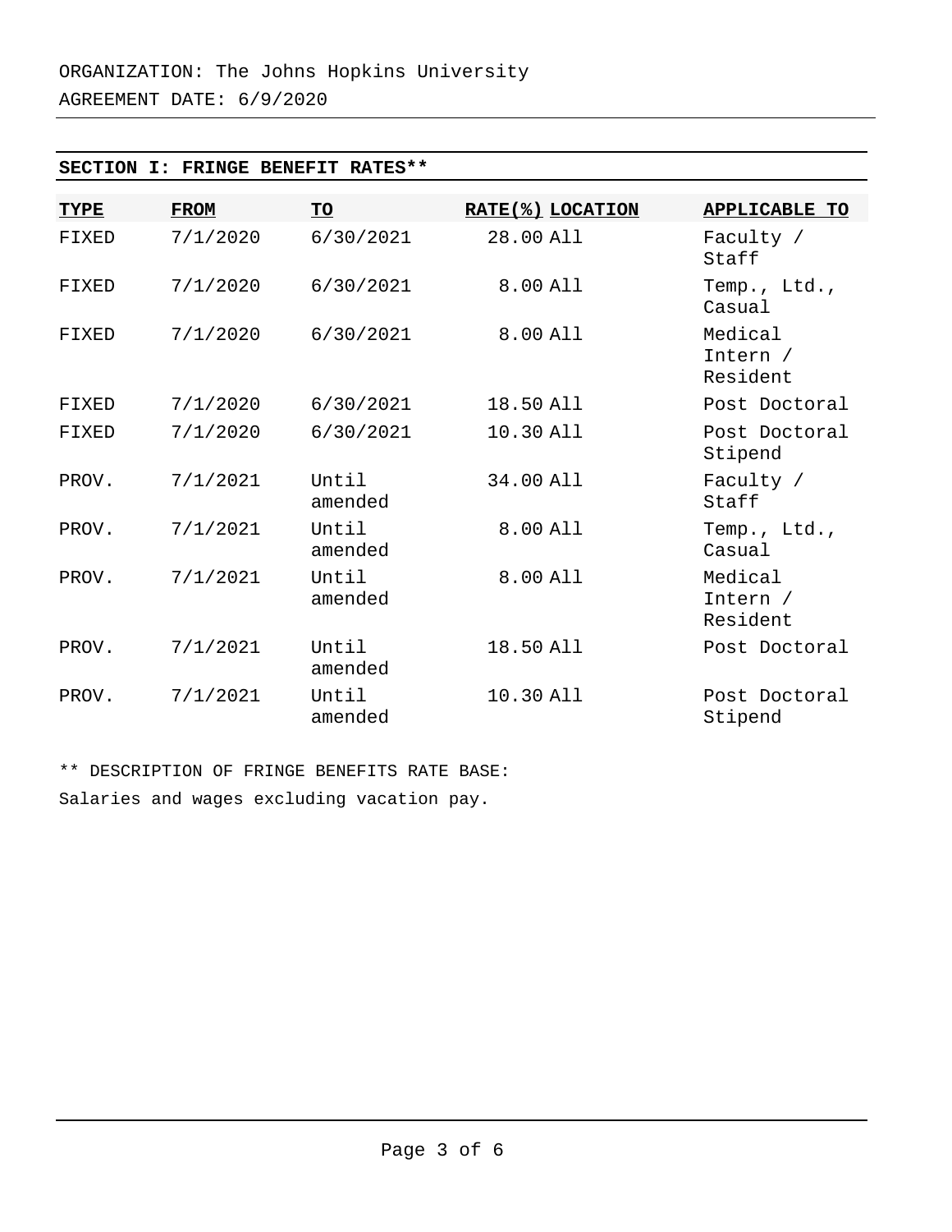ORGANIZATION: The Johns Hopkins University

AGREEMENT DATE: 6/9/2020

## SECTION I: FRINGE BENEFIT RATES**

| TYPE | FROM | TO | RATE(%) | LOCATION | APPLICABLE TO |
|---|---|---|---|---|---|
| FIXED | 7/1/2020 | 6/30/2021 | 28.00 | All | Faculty / Staff |
| FIXED | 7/1/2020 | 6/30/2021 | 8.00 | All | Temp., Ltd., Casual |
| FIXED | 7/1/2020 | 6/30/2021 | 8.00 | All | Medical Intern / Resident |
| FIXED | 7/1/2020 | 6/30/2021 | 18.50 | All | Post Doctoral |
| FIXED | 7/1/2020 | 6/30/2021 | 10.30 | All | Post Doctoral Stipend |
| PROV. | 7/1/2021 | Until amended | 34.00 | All | Faculty / Staff |
| PROV. | 7/1/2021 | Until amended | 8.00 | All | Temp., Ltd., Casual |
| PROV. | 7/1/2021 | Until amended | 8.00 | All | Medical Intern / Resident |
| PROV. | 7/1/2021 | Until amended | 18.50 | All | Post Doctoral |
| PROV. | 7/1/2021 | Until amended | 10.30 | All | Post Doctoral Stipend |

** DESCRIPTION OF FRINGE BENEFITS RATE BASE:

Salaries and wages excluding vacation pay.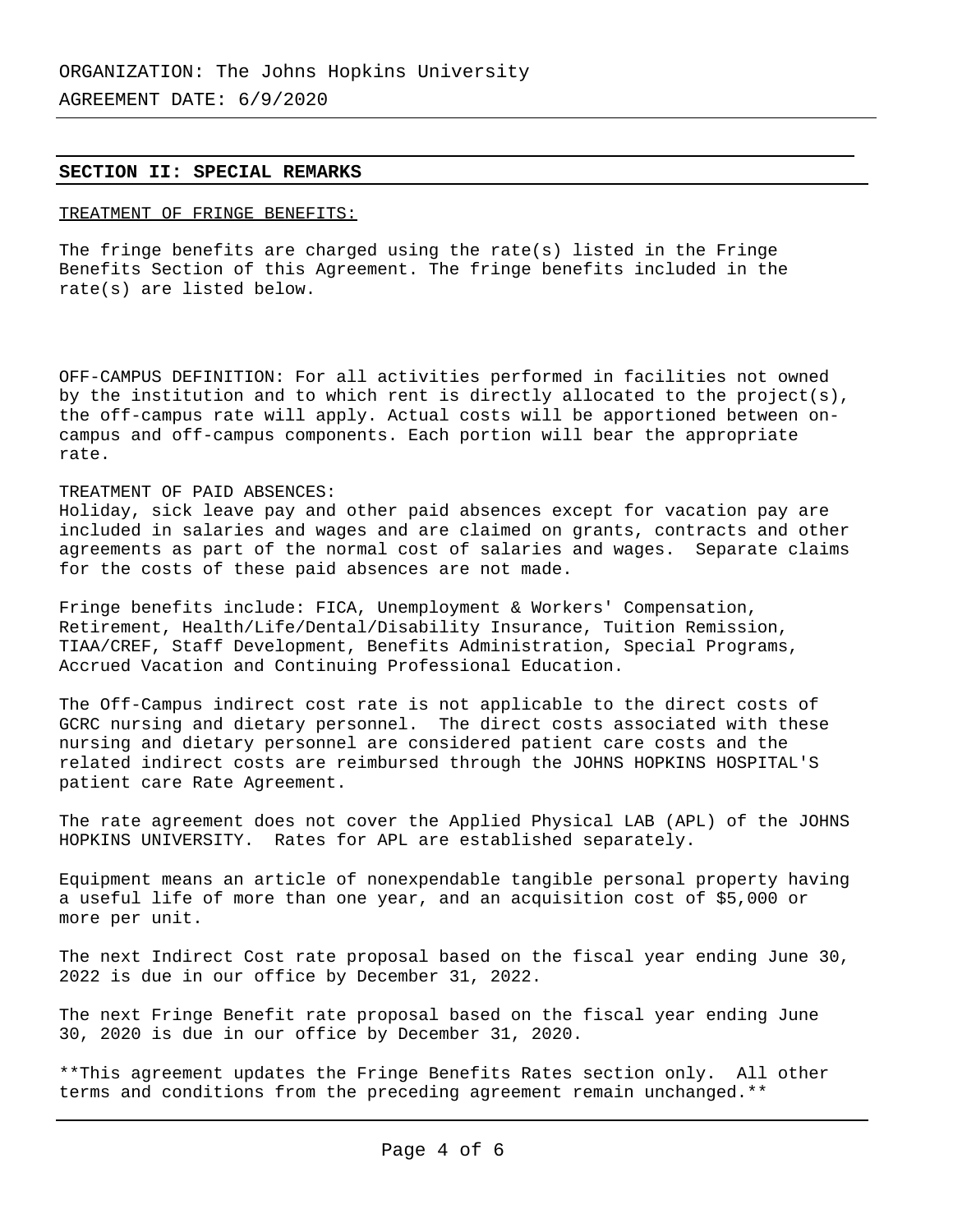ORGANIZATION: The Johns Hopkins University

AGREEMENT DATE: 6/9/2020

## SECTION II: SPECIAL REMARKS

TREATMENT OF FRINGE BENEFITS:

The fringe benefits are charged using the rate(s) listed in the Fringe Benefits Section of this Agreement. The fringe benefits included in the rate(s) are listed below.

OFF-CAMPUS DEFINITION: For all activities performed in facilities not owned by the institution and to which rent is directly allocated to the project(s), the off-campus rate will apply. Actual costs will be apportioned between on-campus and off-campus components. Each portion will bear the appropriate rate.

TREATMENT OF PAID ABSENCES:
Holiday, sick leave pay and other paid absences except for vacation pay are included in salaries and wages and are claimed on grants, contracts and other agreements as part of the normal cost of salaries and wages. Separate claims for the costs of these paid absences are not made.

Fringe benefits include: FICA, Unemployment & Workers' Compensation, Retirement, Health/Life/Dental/Disability Insurance, Tuition Remission, TIAA/CREF, Staff Development, Benefits Administration, Special Programs, Accrued Vacation and Continuing Professional Education.

The Off-Campus indirect cost rate is not applicable to the direct costs of GCRC nursing and dietary personnel. The direct costs associated with these nursing and dietary personnel are considered patient care costs and the related indirect costs are reimbursed through the JOHNS HOPKINS HOSPITAL'S patient care Rate Agreement.

The rate agreement does not cover the Applied Physical LAB (APL) of the JOHNS HOPKINS UNIVERSITY. Rates for APL are established separately.

Equipment means an article of nonexpendable tangible personal property having a useful life of more than one year, and an acquisition cost of $5,000 or more per unit.

The next Indirect Cost rate proposal based on the fiscal year ending June 30, 2022 is due in our office by December 31, 2022.

The next Fringe Benefit rate proposal based on the fiscal year ending June 30, 2020 is due in our office by December 31, 2020.

**This agreement updates the Fringe Benefits Rates section only. All other terms and conditions from the preceding agreement remain unchanged.**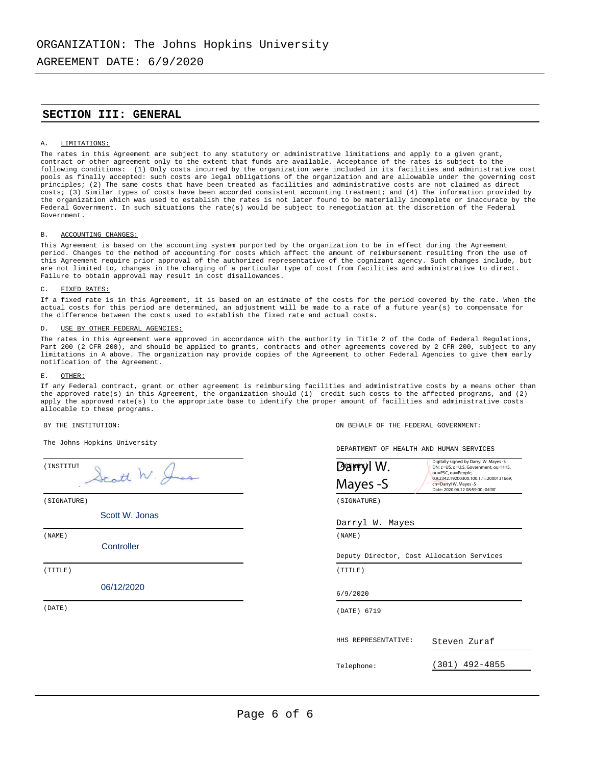ORGANIZATION: The Johns Hopkins University

AGREEMENT DATE: 6/9/2020

## SECTION III: GENERAL

A. LIMITATIONS:

The rates in this Agreement are subject to any statutory or administrative limitations and apply to a given grant, contract or other agreement only to the extent that funds are available. Acceptance of the rates is subject to the following conditions: (1) Only costs incurred by the organization were included in its facilities and administrative cost pools as finally accepted: such costs are legal obligations of the organization and are allowable under the governing cost principles; (2) The same costs that have been treated as facilities and administrative costs are not claimed as direct costs; (3) Similar types of costs have been accorded consistent accounting treatment; and (4) The information provided by the organization which was used to establish the rates is not later found to be materially incomplete or inaccurate by the Federal Government. In such situations the rate(s) would be subject to renegotiation at the discretion of the Federal Government.

B. ACCOUNTING CHANGES:

This Agreement is based on the accounting system purported by the organization to be in effect during the Agreement period. Changes to the method of accounting for costs which affect the amount of reimbursement resulting from the use of this Agreement require prior approval of the authorized representative of the cognizant agency. Such changes include, but are not limited to, changes in the charging of a particular type of cost from facilities and administrative to direct. Failure to obtain approval may result in cost disallowances.

C. FIXED RATES:

If a fixed rate is in this Agreement, it is based on an estimate of the costs for the period covered by the rate. When the actual costs for this period are determined, an adjustment will be made to a rate of a future year(s) to compensate for the difference between the costs used to establish the fixed rate and actual costs.

D. USE BY OTHER FEDERAL AGENCIES:

The rates in this Agreement were approved in accordance with the authority in Title 2 of the Code of Federal Regulations, Part 200 (2 CFR 200), and should be applied to grants, contracts and other agreements covered by 2 CFR 200, subject to any limitations in A above. The organization may provide copies of the Agreement to other Federal Agencies to give them early notification of the Agreement.

E. OTHER:

If any Federal contract, grant or other agreement is reimbursing facilities and administrative costs by a means other than the approved rate(s) in this Agreement, the organization should (1) credit such costs to the affected programs, and (2) apply the approved rate(s) to the appropriate base to identify the proper amount of facilities and administrative costs allocable to these programs.

BY THE INSTITUTION:

The Johns Hopkins University

(INSTITUTION)

Scott W. Jonas

(SIGNATURE)

Scott W. Jonas

(NAME)

Controller

(TITLE)

06/12/2020

(DATE)

ON BEHALF OF THE FEDERAL GOVERNMENT:

DEPARTMENT OF HEALTH AND HUMAN SERVICES

(AGENCY)

Darryl W. Mayes -S

Digitally signed by Darryl W. Mayes -S
DN: c=US, o=U.S. Government, ou=HHS, ou=PSC, ou=People, 0.9.2342.19200300.100.1.1=2000131669, cn=Darryl W. Mayes -S
Date: 2020.06.12 08:59:00 -04'00'

(SIGNATURE)

Darryl W. Mayes

(NAME)

Deputy Director, Cost Allocation Services

(TITLE)

6/9/2020

(DATE) 6719

HHS REPRESENTATIVE: Steven Zuraf

Telephone: (301) 492-4855